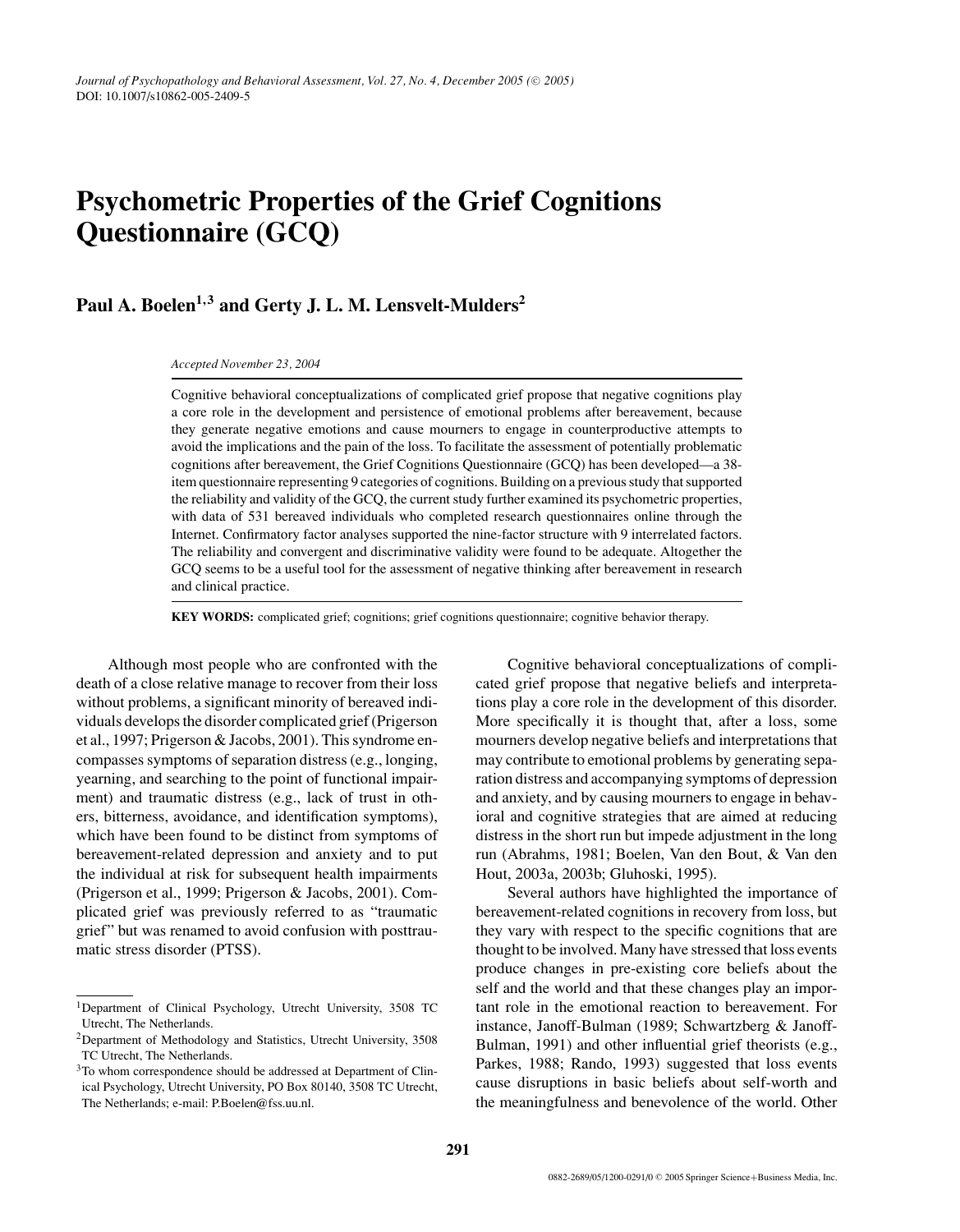# Psychometric Properties of the Grief Cognitions Questionnaire (GCQ)

**Paul A. Boelen[1,3] and Gerty J. L. M. Lensvelt-Mulders[2]**

*Accepted November 23, 2004*

Cognitive behavioral conceptualizations of complicated grief propose that negative cognitions play a core role in the development and persistence of emotional problems after bereavement, because they generate negative emotions and cause mourners to engage in counterproductive attempts to avoid the implications and the pain of the loss. To facilitate the assessment of potentially problematic cognitions after bereavement, the Grief Cognitions Questionnaire (GCQ) has been developed—a 38-item questionnaire representing 9 categories of cognitions. Building on a previous study that supported the reliability and validity of the GCQ, the current study further examined its psychometric properties, with data of 531 bereaved individuals who completed research questionnaires online through the Internet. Confirmatory factor analyses supported the nine-factor structure with 9 interrelated factors. The reliability and convergent and discriminative validity were found to be adequate. Altogether the GCQ seems to be a useful tool for the assessment of negative thinking after bereavement in research and clinical practice.

**KEY WORDS:** complicated grief; cognitions; grief cognitions questionnaire; cognitive behavior therapy.

Although most people who are confronted with the death of a close relative manage to recover from their loss without problems, a significant minority of bereaved individuals develops the disorder complicated grief (Prigerson et al., 1997; Prigerson & Jacobs, 2001). This syndrome encompasses symptoms of separation distress (e.g., longing, yearning, and searching to the point of functional impairment) and traumatic distress (e.g., lack of trust in others, bitterness, avoidance, and identification symptoms), which have been found to be distinct from symptoms of bereavement-related depression and anxiety and to put the individual at risk for subsequent health impairments (Prigerson et al., 1999; Prigerson & Jacobs, 2001). Complicated grief was previously referred to as "traumatic grief" but was renamed to avoid confusion with posttraumatic stress disorder (PTSS).

Cognitive behavioral conceptualizations of complicated grief propose that negative beliefs and interpretations play a core role in the development of this disorder. More specifically it is thought that, after a loss, some mourners develop negative beliefs and interpretations that may contribute to emotional problems by generating separation distress and accompanying symptoms of depression and anxiety, and by causing mourners to engage in behavioral and cognitive strategies that are aimed at reducing distress in the short run but impede adjustment in the long run (Abrahms, 1981; Boelen, Van den Bout, & Van den Hout, 2003a, 2003b; Gluhoski, 1995).

Several authors have highlighted the importance of bereavement-related cognitions in recovery from loss, but they vary with respect to the specific cognitions that are thought to be involved. Many have stressed that loss events produce changes in pre-existing core beliefs about the self and the world and that these changes play an important role in the emotional reaction to bereavement. For instance, Janoff-Bulman (1989; Schwartzberg & Janoff-Bulman, 1991) and other influential grief theorists (e.g., Parkes, 1988; Rando, 1993) suggested that loss events cause disruptions in basic beliefs about self-worth and the meaningfulness and benevolence of the world. Other

[1]Department of Clinical Psychology, Utrecht University, 3508 TC Utrecht, The Netherlands.

[2]Department of Methodology and Statistics, Utrecht University, 3508 TC Utrecht, The Netherlands.

[3]To whom correspondence should be addressed at Department of Clinical Psychology, Utrecht University, PO Box 80140, 3508 TC Utrecht, The Netherlands; e-mail: P.Boelen@fss.uu.nl.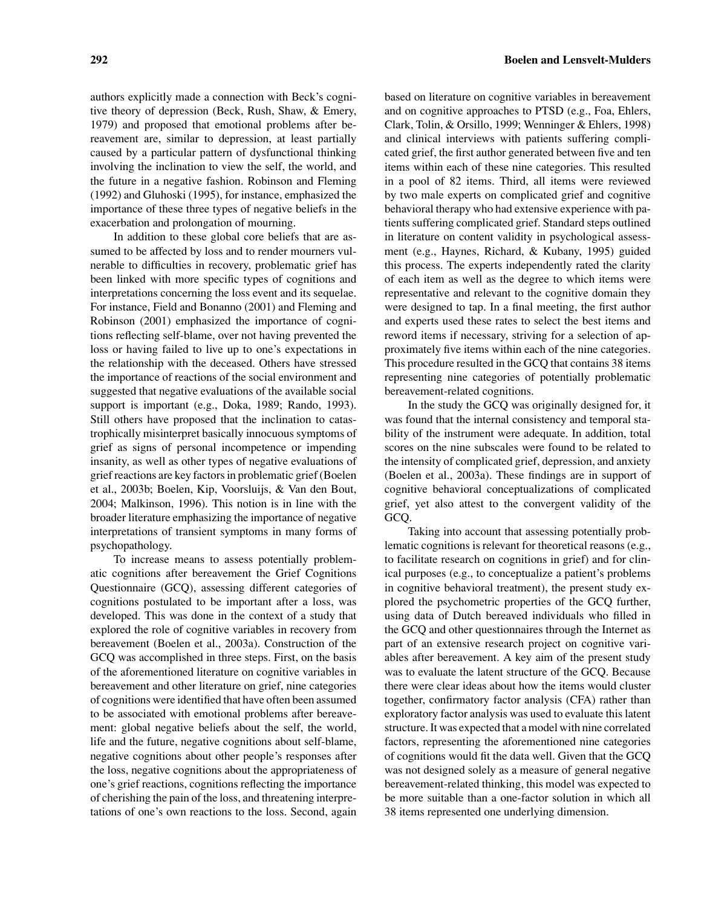authors explicitly made a connection with Beck's cognitive theory of depression (Beck, Rush, Shaw, & Emery, 1979) and proposed that emotional problems after bereavement are, similar to depression, at least partially caused by a particular pattern of dysfunctional thinking involving the inclination to view the self, the world, and the future in a negative fashion. Robinson and Fleming (1992) and Gluhoski (1995), for instance, emphasized the importance of these three types of negative beliefs in the exacerbation and prolongation of mourning.

In addition to these global core beliefs that are assumed to be affected by loss and to render mourners vulnerable to difficulties in recovery, problematic grief has been linked with more specific types of cognitions and interpretations concerning the loss event and its sequelae. For instance, Field and Bonanno (2001) and Fleming and Robinson (2001) emphasized the importance of cognitions reflecting self-blame, over not having prevented the loss or having failed to live up to one's expectations in the relationship with the deceased. Others have stressed the importance of reactions of the social environment and suggested that negative evaluations of the available social support is important (e.g., Doka, 1989; Rando, 1993). Still others have proposed that the inclination to catastrophically misinterpret basically innocuous symptoms of grief as signs of personal incompetence or impending insanity, as well as other types of negative evaluations of grief reactions are key factors in problematic grief (Boelen et al., 2003b; Boelen, Kip, Voorsluijs, & Van den Bout, 2004; Malkinson, 1996). This notion is in line with the broader literature emphasizing the importance of negative interpretations of transient symptoms in many forms of psychopathology.

To increase means to assess potentially problematic cognitions after bereavement the Grief Cognitions Questionnaire (GCQ), assessing different categories of cognitions postulated to be important after a loss, was developed. This was done in the context of a study that explored the role of cognitive variables in recovery from bereavement (Boelen et al., 2003a). Construction of the GCQ was accomplished in three steps. First, on the basis of the aforementioned literature on cognitive variables in bereavement and other literature on grief, nine categories of cognitions were identified that have often been assumed to be associated with emotional problems after bereavement: global negative beliefs about the self, the world, life and the future, negative cognitions about self-blame, negative cognitions about other people's responses after the loss, negative cognitions about the appropriateness of one's grief reactions, cognitions reflecting the importance of cherishing the pain of the loss, and threatening interpretations of one's own reactions to the loss. Second, again based on literature on cognitive variables in bereavement and on cognitive approaches to PTSD (e.g., Foa, Ehlers, Clark, Tolin, & Orsillo, 1999; Wenninger & Ehlers, 1998) and clinical interviews with patients suffering complicated grief, the first author generated between five and ten items within each of these nine categories. This resulted in a pool of 82 items. Third, all items were reviewed by two male experts on complicated grief and cognitive behavioral therapy who had extensive experience with patients suffering complicated grief. Standard steps outlined in literature on content validity in psychological assessment (e.g., Haynes, Richard, & Kubany, 1995) guided this process. The experts independently rated the clarity of each item as well as the degree to which items were representative and relevant to the cognitive domain they were designed to tap. In a final meeting, the first author and experts used these rates to select the best items and reword items if necessary, striving for a selection of approximately five items within each of the nine categories. This procedure resulted in the GCQ that contains 38 items representing nine categories of potentially problematic bereavement-related cognitions.

In the study the GCQ was originally designed for, it was found that the internal consistency and temporal stability of the instrument were adequate. In addition, total scores on the nine subscales were found to be related to the intensity of complicated grief, depression, and anxiety (Boelen et al., 2003a). These findings are in support of cognitive behavioral conceptualizations of complicated grief, yet also attest to the convergent validity of the GCQ.

Taking into account that assessing potentially problematic cognitions is relevant for theoretical reasons (e.g., to facilitate research on cognitions in grief) and for clinical purposes (e.g., to conceptualize a patient's problems in cognitive behavioral treatment), the present study explored the psychometric properties of the GCQ further, using data of Dutch bereaved individuals who filled in the GCQ and other questionnaires through the Internet as part of an extensive research project on cognitive variables after bereavement. A key aim of the present study was to evaluate the latent structure of the GCQ. Because there were clear ideas about how the items would cluster together, confirmatory factor analysis (CFA) rather than exploratory factor analysis was used to evaluate this latent structure. It was expected that a model with nine correlated factors, representing the aforementioned nine categories of cognitions would fit the data well. Given that the GCQ was not designed solely as a measure of general negative bereavement-related thinking, this model was expected to be more suitable than a one-factor solution in which all 38 items represented one underlying dimension.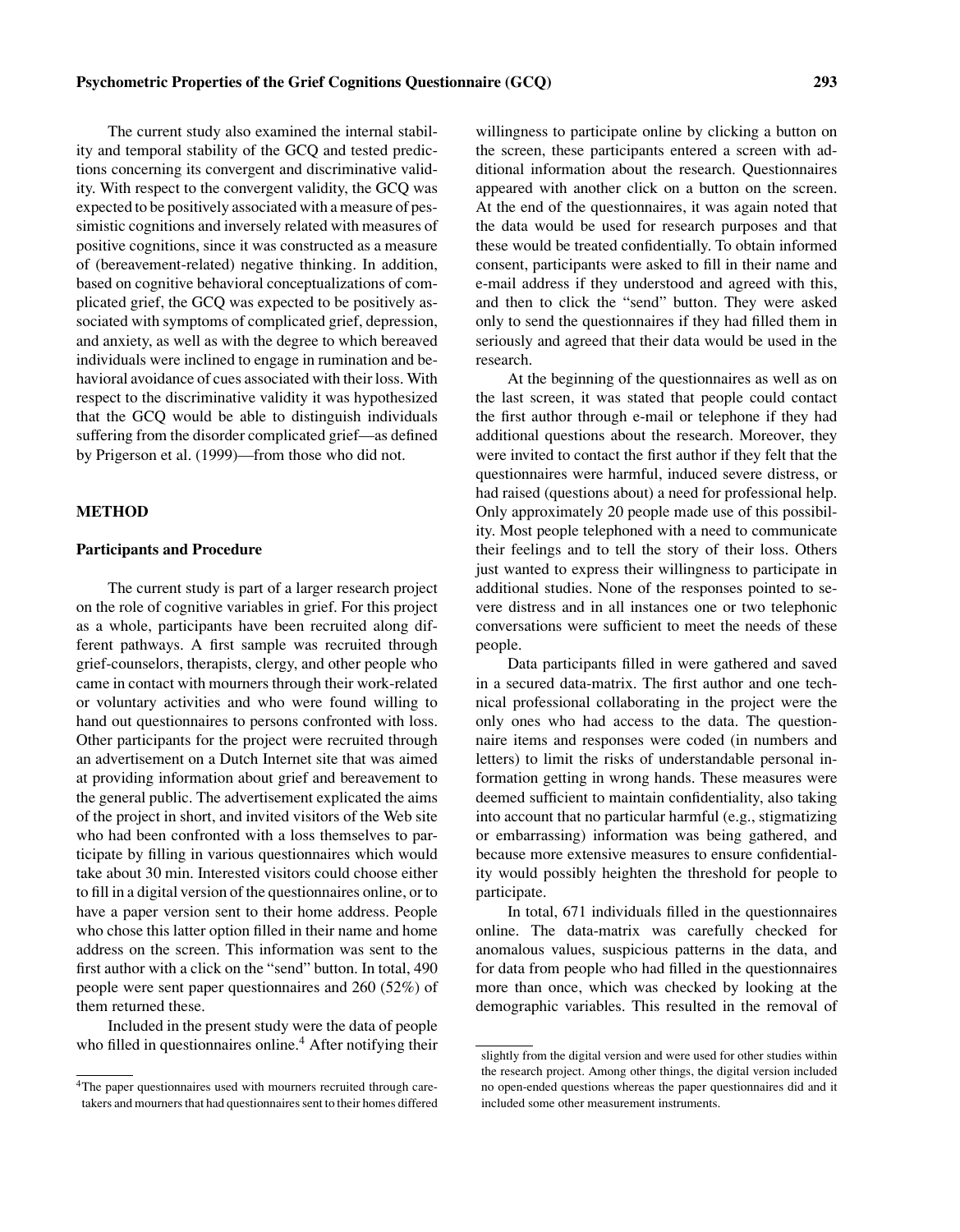The current study also examined the internal stability and temporal stability of the GCQ and tested predictions concerning its convergent and discriminative validity. With respect to the convergent validity, the GCQ was expected to be positively associated with a measure of pessimistic cognitions and inversely related with measures of positive cognitions, since it was constructed as a measure of (bereavement-related) negative thinking. In addition, based on cognitive behavioral conceptualizations of complicated grief, the GCQ was expected to be positively associated with symptoms of complicated grief, depression, and anxiety, as well as with the degree to which bereaved individuals were inclined to engage in rumination and behavioral avoidance of cues associated with their loss. With respect to the discriminative validity it was hypothesized that the GCQ would be able to distinguish individuals suffering from the disorder complicated grief—as defined by Prigerson et al. (1999)—from those who did not.

## METHOD

### Participants and Procedure

The current study is part of a larger research project on the role of cognitive variables in grief. For this project as a whole, participants have been recruited along different pathways. A first sample was recruited through grief-counselors, therapists, clergy, and other people who came in contact with mourners through their work-related or voluntary activities and who were found willing to hand out questionnaires to persons confronted with loss. Other participants for the project were recruited through an advertisement on a Dutch Internet site that was aimed at providing information about grief and bereavement to the general public. The advertisement explicated the aims of the project in short, and invited visitors of the Web site who had been confronted with a loss themselves to participate by filling in various questionnaires which would take about 30 min. Interested visitors could choose either to fill in a digital version of the questionnaires online, or to have a paper version sent to their home address. People who chose this latter option filled in their name and home address on the screen. This information was sent to the first author with a click on the "send" button. In total, 490 people were sent paper questionnaires and 260 (52%) of them returned these.

Included in the present study were the data of people who filled in questionnaires online.[4] After notifying their willingness to participate online by clicking a button on the screen, these participants entered a screen with additional information about the research. Questionnaires appeared with another click on a button on the screen. At the end of the questionnaires, it was again noted that the data would be used for research purposes and that these would be treated confidentially. To obtain informed consent, participants were asked to fill in their name and e-mail address if they understood and agreed with this, and then to click the "send" button. They were asked only to send the questionnaires if they had filled them in seriously and agreed that their data would be used in the research.

At the beginning of the questionnaires as well as on the last screen, it was stated that people could contact the first author through e-mail or telephone if they had additional questions about the research. Moreover, they were invited to contact the first author if they felt that the questionnaires were harmful, induced severe distress, or had raised (questions about) a need for professional help. Only approximately 20 people made use of this possibility. Most people telephoned with a need to communicate their feelings and to tell the story of their loss. Others just wanted to express their willingness to participate in additional studies. None of the responses pointed to severe distress and in all instances one or two telephonic conversations were sufficient to meet the needs of these people.

Data participants filled in were gathered and saved in a secured data-matrix. The first author and one technical professional collaborating in the project were the only ones who had access to the data. The questionnaire items and responses were coded (in numbers and letters) to limit the risks of understandable personal information getting in wrong hands. These measures were deemed sufficient to maintain confidentiality, also taking into account that no particular harmful (e.g., stigmatizing or embarrassing) information was being gathered, and because more extensive measures to ensure confidentiality would possibly heighten the threshold for people to participate.

In total, 671 individuals filled in the questionnaires online. The data-matrix was carefully checked for anomalous values, suspicious patterns in the data, and for data from people who had filled in the questionnaires more than once, which was checked by looking at the demographic variables. This resulted in the removal of

[4] The paper questionnaires used with mourners recruited through caretakers and mourners that had questionnaires sent to their homes differed slightly from the digital version and were used for other studies within the research project. Among other things, the digital version included no open-ended questions whereas the paper questionnaires did and it included some other measurement instruments.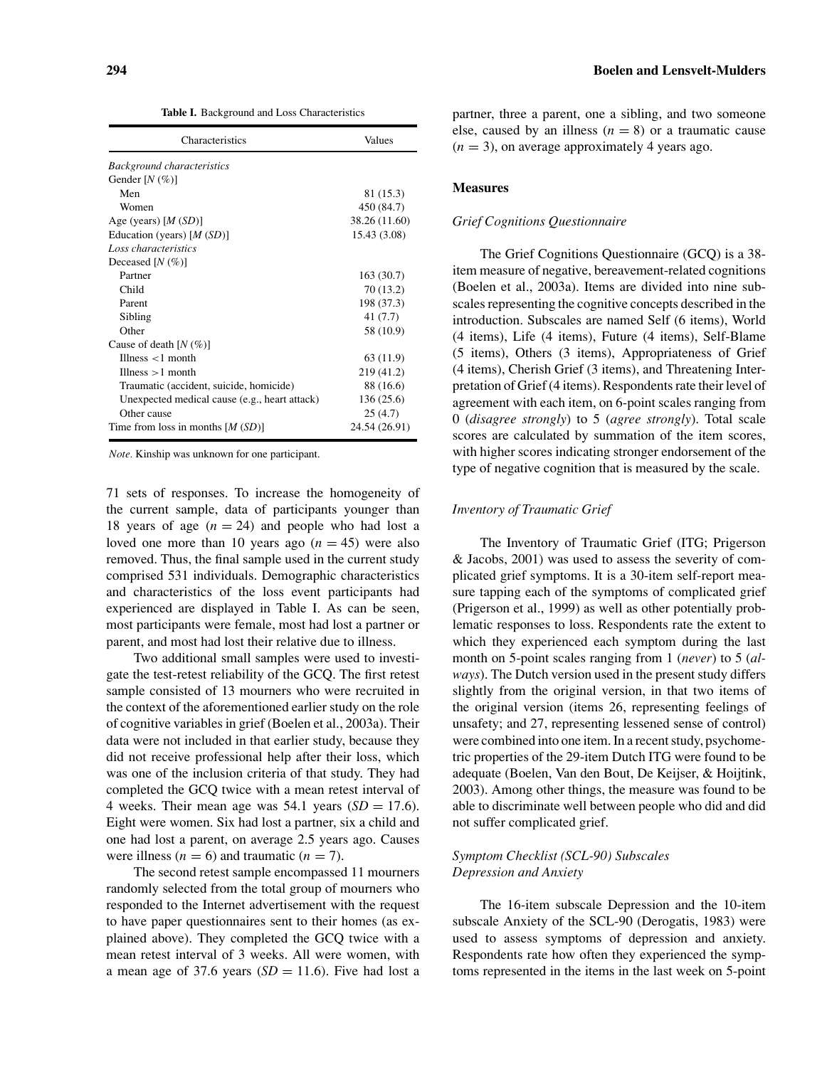**Table I.** Background and Loss Characteristics

| Characteristics | Values |
|---|---|
| *Background characteristics* | |
| Gender [*N* (%)] | |
| Men | 81 (15.3) |
| Women | 450 (84.7) |
| Age (years) [*M* (*SD*)] | 38.26 (11.60) |
| Education (years) [*M* (*SD*)] | 15.43 (3.08) |
| *Loss characteristics* | |
| Deceased [*N* (%)] | |
| Partner | 163 (30.7) |
| Child | 70 (13.2) |
| Parent | 198 (37.3) |
| Sibling | 41 (7.7) |
| Other | 58 (10.9) |
| Cause of death [*N* (%)] | |
| Illness <1 month | 63 (11.9) |
| Illness >1 month | 219 (41.2) |
| Traumatic (accident, suicide, homicide) | 88 (16.6) |
| Unexpected medical cause (e.g., heart attack) | 136 (25.6) |
| Other cause | 25 (4.7) |
| Time from loss in months [*M* (*SD*)] | 24.54 (26.91) |

*Note.* Kinship was unknown for one participant.

71 sets of responses. To increase the homogeneity of the current sample, data of participants younger than 18 years of age ($n = 24$) and people who had lost a loved one more than 10 years ago ($n = 45$) were also removed. Thus, the final sample used in the current study comprised 531 individuals. Demographic characteristics and characteristics of the loss event participants had experienced are displayed in Table I. As can be seen, most participants were female, most had lost a partner or parent, and most had lost their relative due to illness.

Two additional small samples were used to investigate the test-retest reliability of the GCQ. The first retest sample consisted of 13 mourners who were recruited in the context of the aforementioned earlier study on the role of cognitive variables in grief (Boelen et al., 2003a). Their data were not included in that earlier study, because they did not receive professional help after their loss, which was one of the inclusion criteria of that study. They had completed the GCQ twice with a mean retest interval of 4 weeks. Their mean age was 54.1 years ($SD = 17.6$). Eight were women. Six had lost a partner, six a child and one had lost a parent, on average 2.5 years ago. Causes were illness ($n = 6$) and traumatic ($n = 7$).

The second retest sample encompassed 11 mourners randomly selected from the total group of mourners who responded to the Internet advertisement with the request to have paper questionnaires sent to their homes (as explained above). They completed the GCQ twice with a mean retest interval of 3 weeks. All were women, with a mean age of 37.6 years ($SD = 11.6$). Five had lost a partner, three a parent, one a sibling, and two someone else, caused by an illness ($n = 8$) or a traumatic cause ($n = 3$), on average approximately 4 years ago.

## Measures

### *Grief Cognitions Questionnaire*

The Grief Cognitions Questionnaire (GCQ) is a 38-item measure of negative, bereavement-related cognitions (Boelen et al., 2003a). Items are divided into nine subscales representing the cognitive concepts described in the introduction. Subscales are named Self (6 items), World (4 items), Life (4 items), Future (4 items), Self-Blame (5 items), Others (3 items), Appropriateness of Grief (4 items), Cherish Grief (3 items), and Threatening Interpretation of Grief (4 items). Respondents rate their level of agreement with each item, on 6-point scales ranging from 0 (*disagree strongly*) to 5 (*agree strongly*). Total scale scores are calculated by summation of the item scores, with higher scores indicating stronger endorsement of the type of negative cognition that is measured by the scale.

### *Inventory of Traumatic Grief*

The Inventory of Traumatic Grief (ITG; Prigerson & Jacobs, 2001) was used to assess the severity of complicated grief symptoms. It is a 30-item self-report measure tapping each of the symptoms of complicated grief (Prigerson et al., 1999) as well as other potentially problematic responses to loss. Respondents rate the extent to which they experienced each symptom during the last month on 5-point scales ranging from 1 (*never*) to 5 (*always*). The Dutch version used in the present study differs slightly from the original version, in that two items of the original version (items 26, representing feelings of unsafety; and 27, representing lessened sense of control) were combined into one item. In a recent study, psychometric properties of the 29-item Dutch ITG were found to be adequate (Boelen, Van den Bout, De Keijser, & Hoijtink, 2003). Among other things, the measure was found to be able to discriminate well between people who did and did not suffer complicated grief.

### *Symptom Checklist (SCL-90) Subscales Depression and Anxiety*

The 16-item subscale Depression and the 10-item subscale Anxiety of the SCL-90 (Derogatis, 1983) were used to assess symptoms of depression and anxiety. Respondents rate how often they experienced the symptoms represented in the items in the last week on 5-point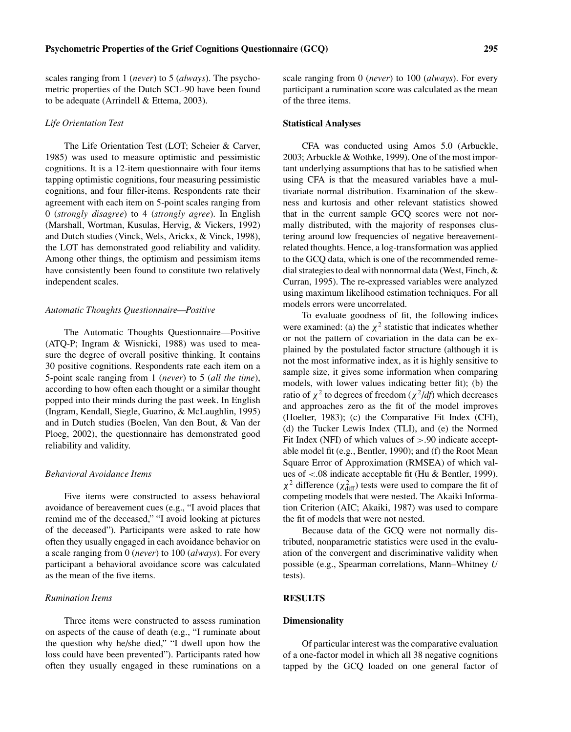scales ranging from 1 (*never*) to 5 (*always*). The psychometric properties of the Dutch SCL-90 have been found to be adequate (Arrindell & Ettema, 2003).

### *Life Orientation Test*

The Life Orientation Test (LOT; Scheier & Carver, 1985) was used to measure optimistic and pessimistic cognitions. It is a 12-item questionnaire with four items tapping optimistic cognitions, four measuring pessimistic cognitions, and four filler-items. Respondents rate their agreement with each item on 5-point scales ranging from 0 (*strongly disagree*) to 4 (*strongly agree*). In English (Marshall, Wortman, Kusulas, Hervig, & Vickers, 1992) and Dutch studies (Vinck, Wels, Arickx, & Vinck, 1998), the LOT has demonstrated good reliability and validity. Among other things, the optimism and pessimism items have consistently been found to constitute two relatively independent scales.

### *Automatic Thoughts Questionnaire—Positive*

The Automatic Thoughts Questionnaire—Positive (ATQ-P; Ingram & Wisnicki, 1988) was used to measure the degree of overall positive thinking. It contains 30 positive cognitions. Respondents rate each item on a 5-point scale ranging from 1 (*never*) to 5 (*all the time*), according to how often each thought or a similar thought popped into their minds during the past week. In English (Ingram, Kendall, Siegle, Guarino, & McLaughlin, 1995) and in Dutch studies (Boelen, Van den Bout, & Van der Ploeg, 2002), the questionnaire has demonstrated good reliability and validity.

### *Behavioral Avoidance Items*

Five items were constructed to assess behavioral avoidance of bereavement cues (e.g., "I avoid places that remind me of the deceased," "I avoid looking at pictures of the deceased"). Participants were asked to rate how often they usually engaged in each avoidance behavior on a scale ranging from 0 (*never*) to 100 (*always*). For every participant a behavioral avoidance score was calculated as the mean of the five items.

### *Rumination Items*

Three items were constructed to assess rumination on aspects of the cause of death (e.g., "I ruminate about the question why he/she died," "I dwell upon how the loss could have been prevented"). Participants rated how often they usually engaged in these ruminations on a scale ranging from 0 (*never*) to 100 (*always*). For every participant a rumination score was calculated as the mean of the three items.

## Statistical Analyses

CFA was conducted using Amos 5.0 (Arbuckle, 2003; Arbuckle & Wothke, 1999). One of the most important underlying assumptions that has to be satisfied when using CFA is that the measured variables have a multivariate normal distribution. Examination of the skewness and kurtosis and other relevant statistics showed that in the current sample GCQ scores were not normally distributed, with the majority of responses clustering around low frequencies of negative bereavement-related thoughts. Hence, a log-transformation was applied to the GCQ data, which is one of the recommended remedial strategies to deal with nonnormal data (West, Finch, & Curran, 1995). The re-expressed variables were analyzed using maximum likelihood estimation techniques. For all models errors were uncorrelated.

To evaluate goodness of fit, the following indices were examined: (a) the $\chi^2$ statistic that indicates whether or not the pattern of covariation in the data can be explained by the postulated factor structure (although it is not the most informative index, as it is highly sensitive to sample size, it gives some information when comparing models, with lower values indicating better fit); (b) the ratio of $\chi^2$ to degrees of freedom ($\chi^2/df$) which decreases and approaches zero as the fit of the model improves (Hoelter, 1983); (c) the Comparative Fit Index (CFI), (d) the Tucker Lewis Index (TLI), and (e) the Normed Fit Index (NFI) of which values of $>.90$ indicate acceptable model fit (e.g., Bentler, 1990); and (f) the Root Mean Square Error of Approximation (RMSEA) of which values of $<.08$ indicate acceptable fit (Hu & Bentler, 1999). $\chi^2$ difference ($\chi^2_{\text{diff}}$) tests were used to compare the fit of competing models that were nested. The Akaiki Information Criterion (AIC; Akaiki, 1987) was used to compare the fit of models that were not nested.

Because data of the GCQ were not normally distributed, nonparametric statistics were used in the evaluation of the convergent and discriminative validity when possible (e.g., Spearman correlations, Mann–Whitney *U* tests).

# RESULTS

## Dimensionality

Of particular interest was the comparative evaluation of a one-factor model in which all 38 negative cognitions tapped by the GCQ loaded on one general factor of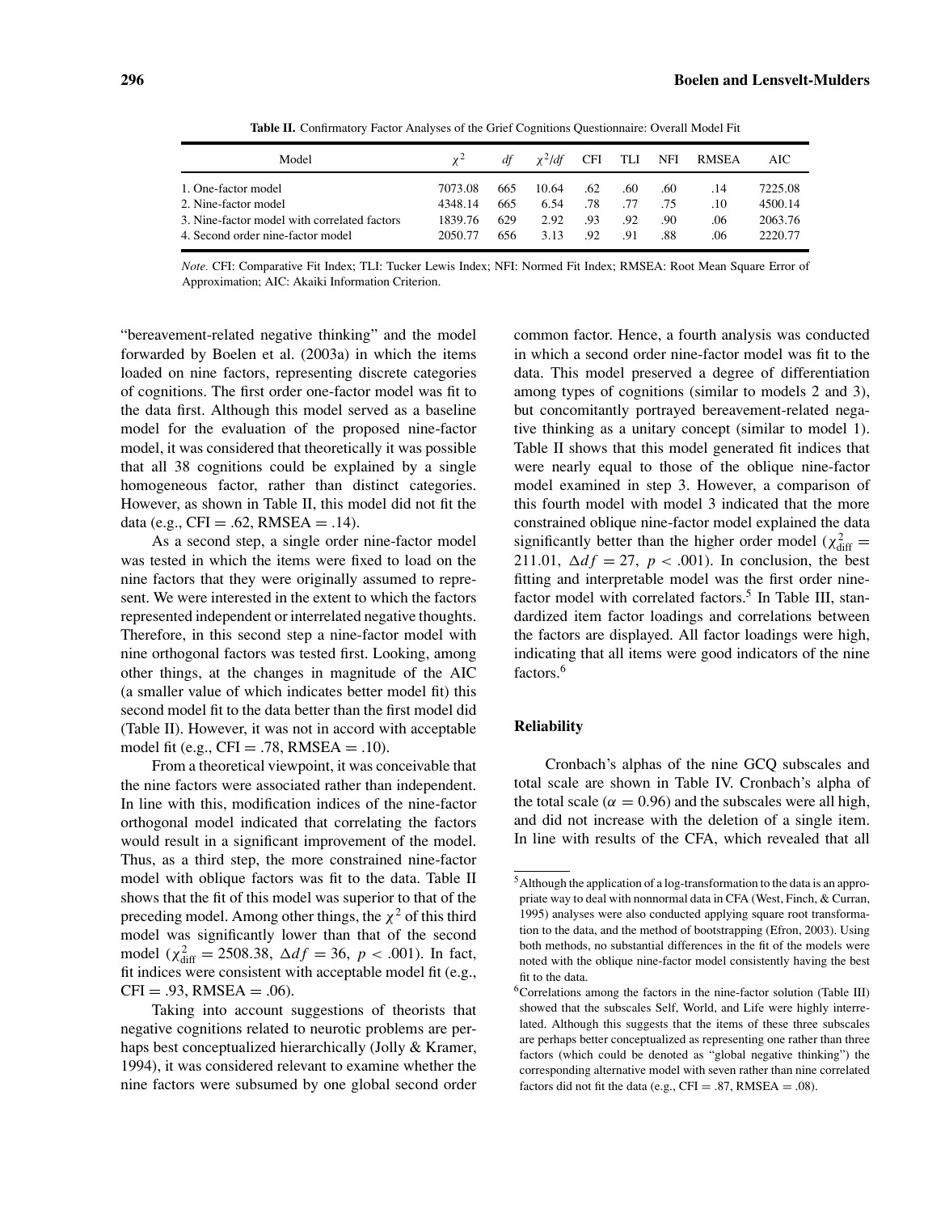**Table II.** Confirmatory Factor Analyses of the Grief Cognitions Questionnaire: Overall Model Fit

| Model | $\chi^2$ | *df* | $\chi^2/df$ | CFI | TLI | NFI | RMSEA | AIC |
|---|---|---|---|---|---|---|---|---|
| 1. One-factor model | 7073.08 | 665 | 10.64 | .62 | .60 | .60 | .14 | 7225.08 |
| 2. Nine-factor model | 4348.14 | 665 | 6.54 | .78 | .77 | .75 | .10 | 4500.14 |
| 3. Nine-factor model with correlated factors | 1839.76 | 629 | 2.92 | .93 | .92 | .90 | .06 | 2063.76 |
| 4. Second order nine-factor model | 2050.77 | 656 | 3.13 | .92 | .91 | .88 | .06 | 2220.77 |

*Note.* CFI: Comparative Fit Index; TLI: Tucker Lewis Index; NFI: Normed Fit Index; RMSEA: Root Mean Square Error of Approximation; AIC: Akaiki Information Criterion.

"bereavement-related negative thinking" and the model forwarded by Boelen et al. (2003a) in which the items loaded on nine factors, representing discrete categories of cognitions. The first order one-factor model was fit to the data first. Although this model served as a baseline model for the evaluation of the proposed nine-factor model, it was considered that theoretically it was possible that all 38 cognitions could be explained by a single homogeneous factor, rather than distinct categories. However, as shown in Table II, this model did not fit the data (e.g., CFI = .62, RMSEA = .14).

As a second step, a single order nine-factor model was tested in which the items were fixed to load on the nine factors that they were originally assumed to represent. We were interested in the extent to which the factors represented independent or interrelated negative thoughts. Therefore, in this second step a nine-factor model with nine orthogonal factors was tested first. Looking, among other things, at the changes in magnitude of the AIC (a smaller value of which indicates better model fit) this second model fit to the data better than the first model did (Table II). However, it was not in accord with acceptable model fit (e.g., CFI = .78, RMSEA = .10).

From a theoretical viewpoint, it was conceivable that the nine factors were associated rather than independent. In line with this, modification indices of the nine-factor orthogonal model indicated that correlating the factors would result in a significant improvement of the model. Thus, as a third step, the more constrained nine-factor model with oblique factors was fit to the data. Table II shows that the fit of this model was superior to that of the preceding model. Among other things, the $\chi^2$ of this third model was significantly lower than that of the second model ($\chi^2_{\text{diff}} = 2508.38$, $\Delta df = 36$, $p < .001$). In fact, fit indices were consistent with acceptable model fit (e.g., CFI = .93, RMSEA = .06).

Taking into account suggestions of theorists that negative cognitions related to neurotic problems are perhaps best conceptualized hierarchically (Jolly & Kramer, 1994), it was considered relevant to examine whether the nine factors were subsumed by one global second order common factor. Hence, a fourth analysis was conducted in which a second order nine-factor model was fit to the data. This model preserved a degree of differentiation among types of cognitions (similar to models 2 and 3), but concomitantly portrayed bereavement-related negative thinking as a unitary concept (similar to model 1). Table II shows that this model generated fit indices that were nearly equal to those of the oblique nine-factor model examined in step 3. However, a comparison of this fourth model with model 3 indicated that the more constrained oblique nine-factor model explained the data significantly better than the higher order model ($\chi^2_{\text{diff}} = 211.01$, $\Delta df = 27$, $p < .001$). In conclusion, the best fitting and interpretable model was the first order nine-factor model with correlated factors.[5] In Table III, standardized item factor loadings and correlations between the factors are displayed. All factor loadings were high, indicating that all items were good indicators of the nine factors.[6]

## Reliability

Cronbach's alphas of the nine GCQ subscales and total scale are shown in Table IV. Cronbach's alpha of the total scale ($\alpha = 0.96$) and the subscales were all high, and did not increase with the deletion of a single item. In line with results of the CFA, which revealed that all

[5] Although the application of a log-transformation to the data is an appropriate way to deal with nonnormal data in CFA (West, Finch, & Curran, 1995) analyses were also conducted applying square root transformation to the data, and the method of bootstrapping (Efron, 2003). Using both methods, no substantial differences in the fit of the models were noted with the oblique nine-factor model consistently having the best fit to the data.

[6] Correlations among the factors in the nine-factor solution (Table III) showed that the subscales Self, World, and Life were highly interrelated. Although this suggests that the items of these three subscales are perhaps better conceptualized as representing one rather than three factors (which could be denoted as "global negative thinking") the corresponding alternative model with seven rather than nine correlated factors did not fit the data (e.g., CFI = .87, RMSEA = .08).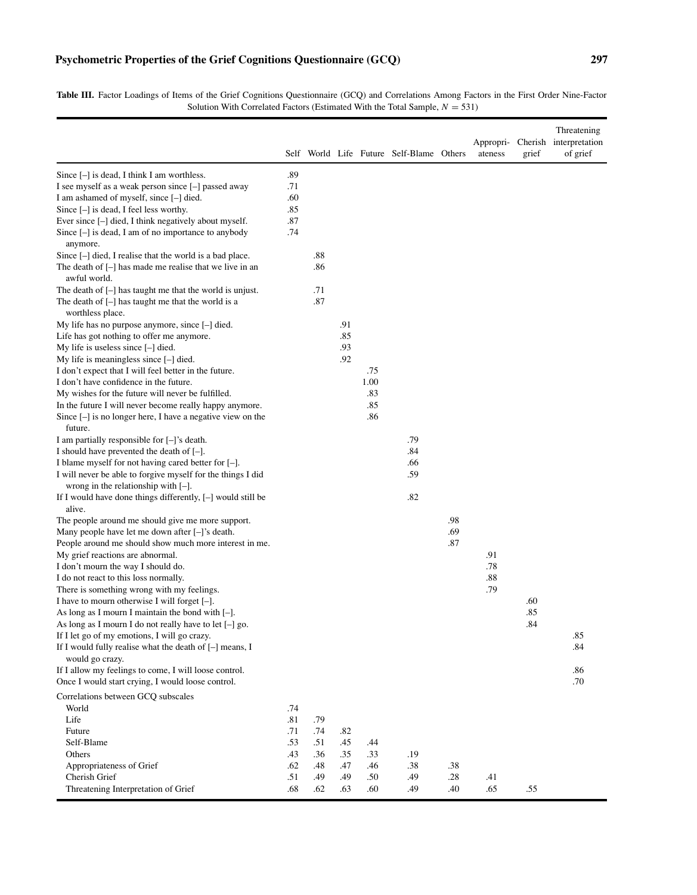**Table III.** Factor Loadings of Items of the Grief Cognitions Questionnaire (GCQ) and Correlations Among Factors in the First Order Nine-Factor Solution With Correlated Factors (Estimated With the Total Sample, $N = 531$)

| | Self | World | Life | Future | Self-Blame | Others | Appropri-ateness | Cherish grief | Threatening interpretation of grief |
|---|---|---|---|---|---|---|---|---|---|
| Since [–] is dead, I think I am worthless. | .89 | | | | | | | | |
| I see myself as a weak person since [–] passed away | .71 | | | | | | | | |
| I am ashamed of myself, since [–] died. | .60 | | | | | | | | |
| Since [–] is dead, I feel less worthy. | .85 | | | | | | | | |
| Ever since [–] died, I think negatively about myself. | .87 | | | | | | | | |
| Since [–] is dead, I am of no importance to anybody anymore. | .74 | | | | | | | | |
| Since [–] died, I realise that the world is a bad place. | | .88 | | | | | | | |
| The death of [–] has made me realise that we live in an awful world. | | .86 | | | | | | | |
| The death of [–] has taught me that the world is unjust. | | .71 | | | | | | | |
| The death of [–] has taught me that the world is a worthless place. | | .87 | | | | | | | |
| My life has no purpose anymore, since [–] died. | | | .91 | | | | | | |
| Life has got nothing to offer me anymore. | | | .85 | | | | | | |
| My life is useless since [–] died. | | | .93 | | | | | | |
| My life is meaningless since [–] died. | | | .92 | | | | | | |
| I don't expect that I will feel better in the future. | | | | .75 | | | | | |
| I don't have confidence in the future. | | | | 1.00 | | | | | |
| My wishes for the future will never be fulfilled. | | | | .83 | | | | | |
| In the future I will never become really happy anymore. | | | | .85 | | | | | |
| Since [–] is no longer here, I have a negative view on the future. | | | | .86 | | | | | |
| I am partially responsible for [–]'s death. | | | | | .79 | | | | |
| I should have prevented the death of [–]. | | | | | .84 | | | | |
| I blame myself for not having cared better for [–]. | | | | | .66 | | | | |
| I will never be able to forgive myself for the things I did wrong in the relationship with [–]. | | | | | .59 | | | | |
| If I would have done things differently, [–] would still be alive. | | | | | .82 | | | | |
| The people around me should give me more support. | | | | | | .98 | | | |
| Many people have let me down after [–]'s death. | | | | | | .69 | | | |
| People around me should show much more interest in me. | | | | | | .87 | | | |
| My grief reactions are abnormal. | | | | | | | .91 | | |
| I don't mourn the way I should do. | | | | | | | .78 | | |
| I do not react to this loss normally. | | | | | | | .88 | | |
| There is something wrong with my feelings. | | | | | | | .79 | | |
| I have to mourn otherwise I will forget [–]. | | | | | | | | .60 | |
| As long as I mourn I maintain the bond with [–]. | | | | | | | | .85 | |
| As long as I mourn I do not really have to let [–] go. | | | | | | | | .84 | |
| If I let go of my emotions, I will go crazy. | | | | | | | | | .85 |
| If I would fully realise what the death of [–] means, I would go crazy. | | | | | | | | | .84 |
| If I allow my feelings to come, I will loose control. | | | | | | | | | .86 |
| Once I would start crying, I would loose control. | | | | | | | | | .70 |
| Correlations between GCQ subscales | | | | | | | | | |
| World | .74 | | | | | | | | |
| Life | .81 | .79 | | | | | | | |
| Future | .71 | .74 | .82 | | | | | | |
| Self-Blame | .53 | .51 | .45 | .44 | | | | | |
| Others | .43 | .36 | .35 | .33 | .19 | | | | |
| Appropriateness of Grief | .62 | .48 | .47 | .46 | .38 | .38 | | | |
| Cherish Grief | .51 | .49 | .49 | .50 | .49 | .28 | .41 | | |
| Threatening Interpretation of Grief | .68 | .62 | .63 | .60 | .49 | .40 | .65 | .55 | |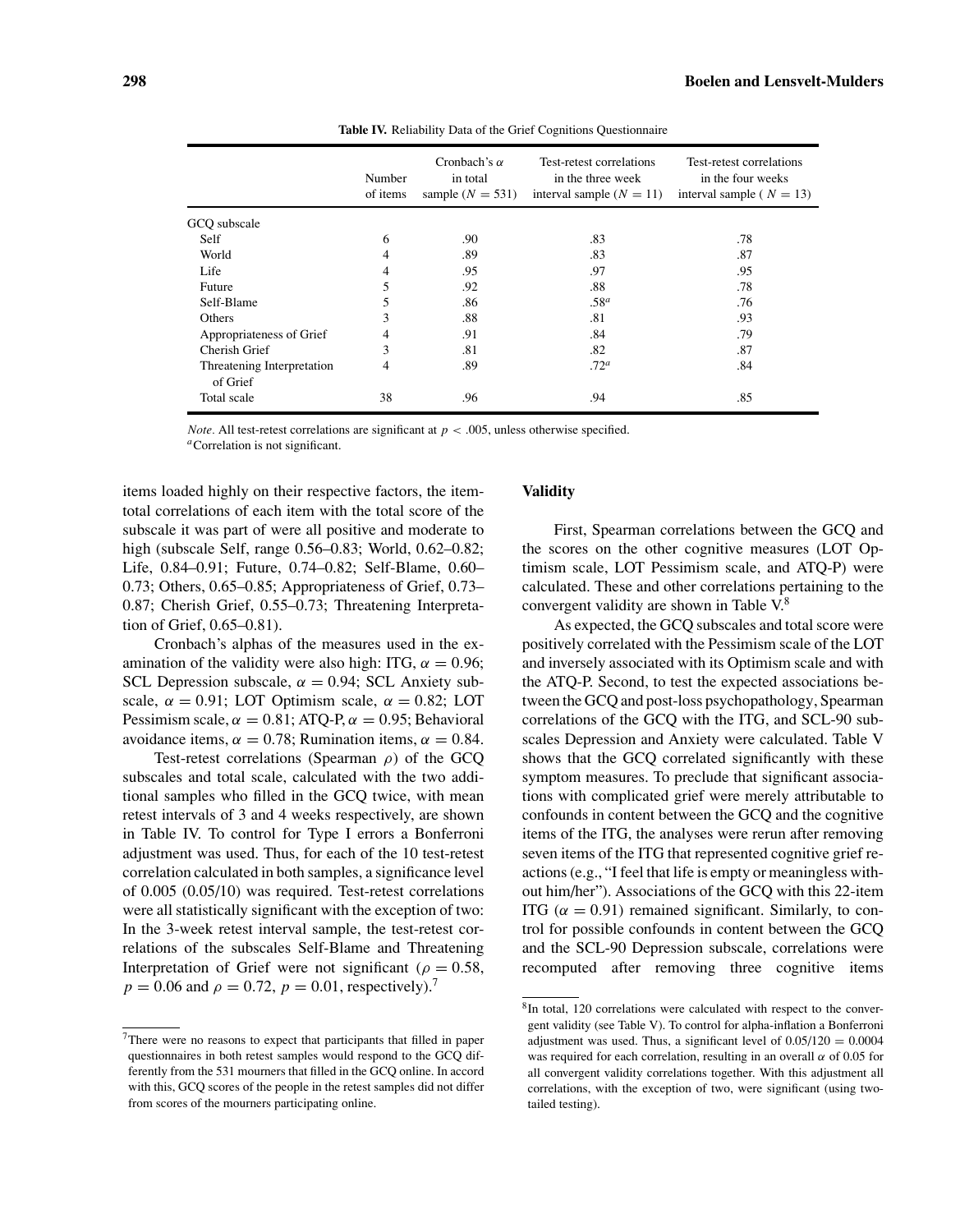**Table IV.** Reliability Data of the Grief Cognitions Questionnaire

| | Number of items | Cronbach's $\alpha$ in total sample ($N = 531$) | Test-retest correlations in the three week interval sample ($N = 11$) | Test-retest correlations in the four weeks interval sample ($N = 13$) |
|---|---|---|---|---|
| GCQ subscale | | | | |
| Self | 6 | .90 | .83 | .78 |
| World | 4 | .89 | .83 | .87 |
| Life | 4 | .95 | .97 | .95 |
| Future | 5 | .92 | .88 | .78 |
| Self-Blame | 5 | .86 | .58[a] | .76 |
| Others | 3 | .88 | .81 | .93 |
| Appropriateness of Grief | 4 | .91 | .84 | .79 |
| Cherish Grief | 3 | .81 | .82 | .87 |
| Threatening Interpretation of Grief | 4 | .89 | .72[a] | .84 |
| Total scale | 38 | .96 | .94 | .85 |

*Note*. All test-retest correlations are significant at $p < .005$, unless otherwise specified.
[a]Correlation is not significant.

items loaded highly on their respective factors, the item-total correlations of each item with the total score of the subscale it was part of were all positive and moderate to high (subscale Self, range 0.56–0.83; World, 0.62–0.82; Life, 0.84–0.91; Future, 0.74–0.82; Self-Blame, 0.60–0.73; Others, 0.65–0.85; Appropriateness of Grief, 0.73–0.87; Cherish Grief, 0.55–0.73; Threatening Interpretation of Grief, 0.65–0.81).

Cronbach's alphas of the measures used in the examination of the validity were also high: ITG, $\alpha = 0.96$; SCL Depression subscale, $\alpha = 0.94$; SCL Anxiety subscale, $\alpha = 0.91$; LOT Optimism scale, $\alpha = 0.82$; LOT Pessimism scale, $\alpha = 0.81$; ATQ-P, $\alpha = 0.95$; Behavioral avoidance items, $\alpha = 0.78$; Rumination items, $\alpha = 0.84$.

Test-retest correlations (Spearman $\rho$) of the GCQ subscales and total scale, calculated with the two additional samples who filled in the GCQ twice, with mean retest intervals of 3 and 4 weeks respectively, are shown in Table IV. To control for Type I errors a Bonferroni adjustment was used. Thus, for each of the 10 test-retest correlation calculated in both samples, a significance level of 0.005 (0.05/10) was required. Test-retest correlations were all statistically significant with the exception of two: In the 3-week retest interval sample, the test-retest correlations of the subscales Self-Blame and Threatening Interpretation of Grief were not significant ($\rho = 0.58$, $p = 0.06$ and $\rho = 0.72$, $p = 0.01$, respectively).[7]

[7]There were no reasons to expect that participants that filled in paper questionnaires in both retest samples would respond to the GCQ differently from the 531 mourners that filled in the GCQ online. In accord with this, GCQ scores of the people in the retest samples did not differ from scores of the mourners participating online.

**Validity**

First, Spearman correlations between the GCQ and the scores on the other cognitive measures (LOT Optimism scale, LOT Pessimism scale, and ATQ-P) were calculated. These and other correlations pertaining to the convergent validity are shown in Table V.[8]

As expected, the GCQ subscales and total score were positively correlated with the Pessimism scale of the LOT and inversely associated with its Optimism scale and with the ATQ-P. Second, to test the expected associations between the GCQ and post-loss psychopathology, Spearman correlations of the GCQ with the ITG, and SCL-90 subscales Depression and Anxiety were calculated. Table V shows that the GCQ correlated significantly with these symptom measures. To preclude that significant associations with complicated grief were merely attributable to confounds in content between the GCQ and the cognitive items of the ITG, the analyses were rerun after removing seven items of the ITG that represented cognitive grief reactions (e.g., "I feel that life is empty or meaningless without him/her"). Associations of the GCQ with this 22-item ITG ($\alpha = 0.91$) remained significant. Similarly, to control for possible confounds in content between the GCQ and the SCL-90 Depression subscale, correlations were recomputed after removing three cognitive items

[8]In total, 120 correlations were calculated with respect to the convergent validity (see Table V). To control for alpha-inflation a Bonferroni adjustment was used. Thus, a significant level of $0.05/120 = 0.0004$ was required for each correlation, resulting in an overall $\alpha$ of 0.05 for all convergent validity correlations together. With this adjustment all correlations, with the exception of two, were significant (using two-tailed testing).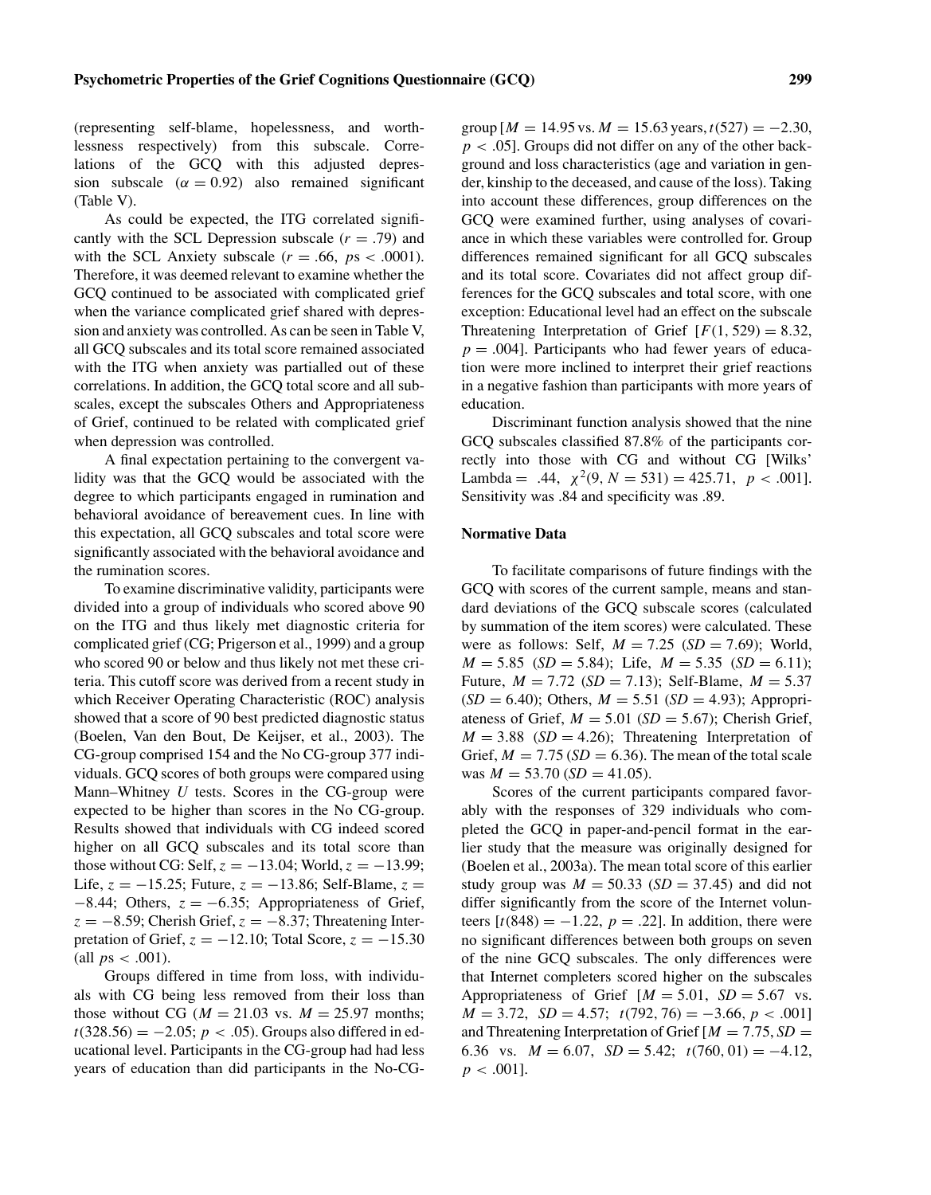(representing self-blame, hopelessness, and worthlessness respectively) from this subscale. Correlations of the GCQ with this adjusted depression subscale ($\alpha = 0.92$) also remained significant (Table V).

As could be expected, the ITG correlated significantly with the SCL Depression subscale ($r = .79$) and with the SCL Anxiety subscale ($r = .66$, $ps < .0001$). Therefore, it was deemed relevant to examine whether the GCQ continued to be associated with complicated grief when the variance complicated grief shared with depression and anxiety was controlled. As can be seen in Table V, all GCQ subscales and its total score remained associated with the ITG when anxiety was partialled out of these correlations. In addition, the GCQ total score and all subscales, except the subscales Others and Appropriateness of Grief, continued to be related with complicated grief when depression was controlled.

A final expectation pertaining to the convergent validity was that the GCQ would be associated with the degree to which participants engaged in rumination and behavioral avoidance of bereavement cues. In line with this expectation, all GCQ subscales and total score were significantly associated with the behavioral avoidance and the rumination scores.

To examine discriminative validity, participants were divided into a group of individuals who scored above 90 on the ITG and thus likely met diagnostic criteria for complicated grief (CG; Prigerson et al., 1999) and a group who scored 90 or below and thus likely not met these criteria. This cutoff score was derived from a recent study in which Receiver Operating Characteristic (ROC) analysis showed that a score of 90 best predicted diagnostic status (Boelen, Van den Bout, De Keijser, et al., 2003). The CG-group comprised 154 and the No CG-group 377 individuals. GCQ scores of both groups were compared using Mann–Whitney *U* tests. Scores in the CG-group were expected to be higher than scores in the No CG-group. Results showed that individuals with CG indeed scored higher on all GCQ subscales and its total score than those without CG: Self, $z = -13.04$; World, $z = -13.99$; Life, $z = -15.25$; Future, $z = -13.86$; Self-Blame, $z = -8.44$; Others, $z = -6.35$; Appropriateness of Grief, $z = -8.59$; Cherish Grief, $z = -8.37$; Threatening Interpretation of Grief, $z = -12.10$; Total Score, $z = -15.30$ (all $ps < .001$).

Groups differed in time from loss, with individuals with CG being less removed from their loss than those without CG ($M = 21.03$ vs. $M = 25.97$ months; $t(328.56) = -2.05$; $p < .05$). Groups also differed in educational level. Participants in the CG-group had had less years of education than did participants in the No-CG-group [$M = 14.95$ vs. $M = 15.63$ years, $t(527) = -2.30$, $p < .05$]. Groups did not differ on any of the other background and loss characteristics (age and variation in gender, kinship to the deceased, and cause of the loss). Taking into account these differences, group differences on the GCQ were examined further, using analyses of covariance in which these variables were controlled for. Group differences remained significant for all GCQ subscales and its total score. Covariates did not affect group differences for the GCQ subscales and total score, with one exception: Educational level had an effect on the subscale Threatening Interpretation of Grief [$F(1, 529) = 8.32$, $p = .004$]. Participants who had fewer years of education were more inclined to interpret their grief reactions in a negative fashion than participants with more years of education.

Discriminant function analysis showed that the nine GCQ subscales classified 87.8% of the participants correctly into those with CG and without CG [Wilks' Lambda = .44, $\chi^2(9, N = 531) = 425.71$, $p < .001$]. Sensitivity was .84 and specificity was .89.

### Normative Data

To facilitate comparisons of future findings with the GCQ with scores of the current sample, means and standard deviations of the GCQ subscale scores (calculated by summation of the item scores) were calculated. These were as follows: Self, $M = 7.25$ ($SD = 7.69$); World, $M = 5.85$ ($SD = 5.84$); Life, $M = 5.35$ ($SD = 6.11$); Future, $M = 7.72$ ($SD = 7.13$); Self-Blame, $M = 5.37$ ($SD = 6.40$); Others, $M = 5.51$ ($SD = 4.93$); Appropriateness of Grief, $M = 5.01$ ($SD = 5.67$); Cherish Grief, $M = 3.88$ ($SD = 4.26$); Threatening Interpretation of Grief, $M = 7.75$ ($SD = 6.36$). The mean of the total scale was $M = 53.70$ ($SD = 41.05$).

Scores of the current participants compared favorably with the responses of 329 individuals who completed the GCQ in paper-and-pencil format in the earlier study that the measure was originally designed for (Boelen et al., 2003a). The mean total score of this earlier study group was $M = 50.33$ ($SD = 37.45$) and did not differ significantly from the score of the Internet volunteers [$t(848) = -1.22$, $p = .22$]. In addition, there were no significant differences between both groups on seven of the nine GCQ subscales. The only differences were that Internet completers scored higher on the subscales Appropriateness of Grief [$M = 5.01$, $SD = 5.67$ vs. $M = 3.72$, $SD = 4.57$; $t(792, 76) = -3.66$, $p < .001$] and Threatening Interpretation of Grief [$M = 7.75$, $SD = 6.36$ vs. $M = 6.07$, $SD = 5.42$; $t(760, 01) = -4.12$, $p < .001$].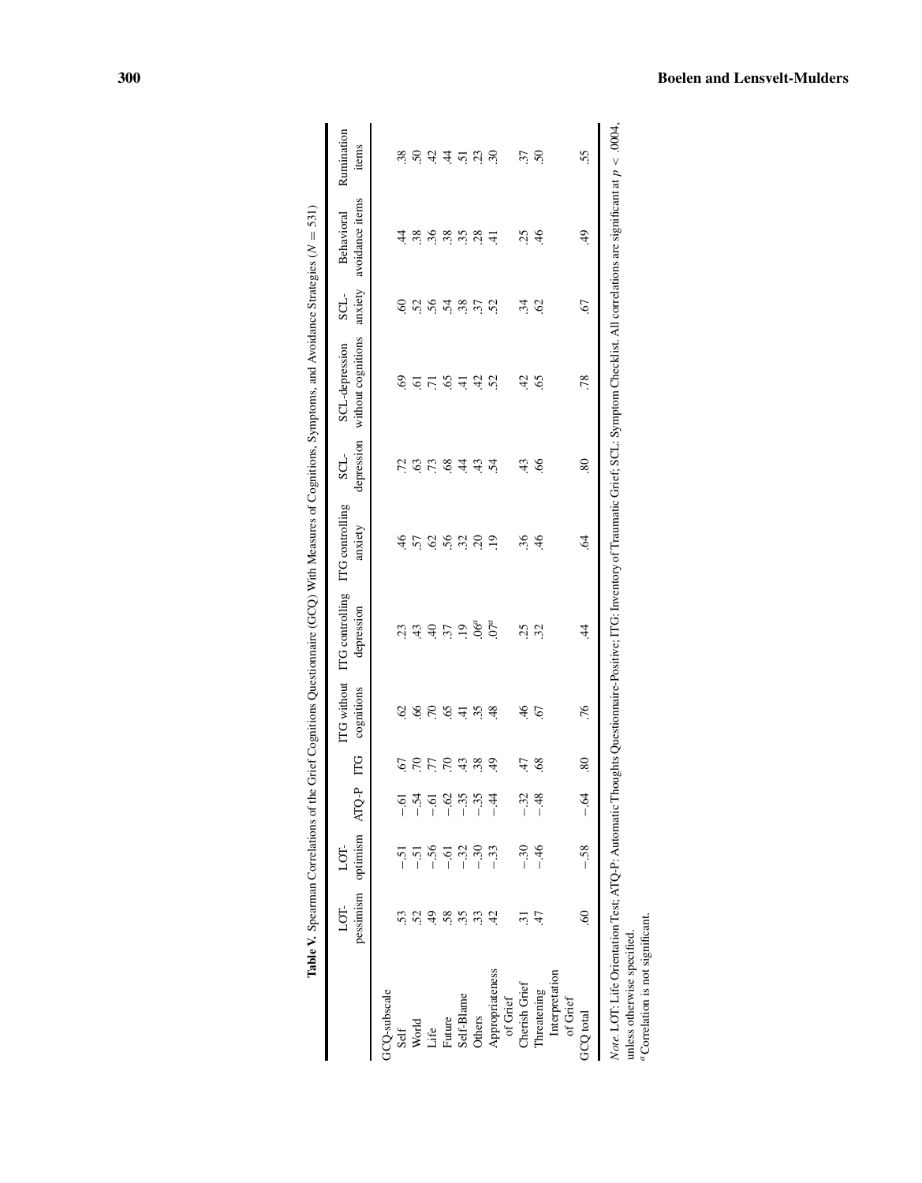**Table V.** Spearman Correlations of the Grief Cognitions Questionnaire (GCQ) With Measures of Cognitions, Symptoms, and Avoidance Strategies ($N = 531$)

| | LOT-pessimism | LOT-optimism | ATQ-P | ITG | ITG without cognitions | ITG controlling depression | ITG controlling anxiety | SCL-depression | SCL-depression without cognitions | SCL-anxiety | Behavioral avoidance items | Rumination items |
|---|---|---|---|---|---|---|---|---|---|---|---|---|
| GCQ-subscale | | | | | | | | | | | | |
| Self | .53 | −.51 | −.61 | .67 | .62 | .23 | .46 | .72 | .69 | .60 | .44 | .38 |
| World | .52 | −.51 | −.54 | .70 | .66 | .43 | .57 | .63 | .61 | .52 | .38 | .50 |
| Life | .49 | −.56 | −.61 | .77 | .70 | .40 | .62 | .73 | .71 | .56 | .36 | .42 |
| Future | .58 | −.61 | −.62 | .70 | .65 | .37 | .56 | .68 | .65 | .54 | .38 | .44 |
| Self-Blame | .35 | −.32 | −.35 | .43 | .41 | .19 | .32 | .44 | .41 | .38 | .35 | .51 |
| Others | .33 | −.30 | −.35 | .38 | .35 | .06[a] | .20 | .43 | .42 | .37 | .28 | .23 |
| Appropriateness of Grief | .42 | −.33 | −.44 | .49 | .48 | .07[a] | .19 | .54 | .52 | .52 | .41 | .30 |
| Cherish Grief | .31 | −.30 | −.32 | .47 | .46 | .25 | .36 | .43 | .42 | .34 | .25 | .37 |
| Threatening Interpretation of Grief | .47 | −.46 | −.48 | .68 | .67 | .32 | .46 | .66 | .65 | .62 | .46 | .50 |
| GCQ total | .60 | −.58 | −.64 | .80 | .76 | .44 | .64 | .80 | .78 | .67 | .49 | .55 |

*Note.* LOT: Life Orientation Test; ATQ-P: Automatic Thoughts Questionnaire-Positive; ITG: Inventory of Traumatic Grief; SCL: Symptom Checklist. All correlations are significant at $p < .0004$, unless otherwise specified.

[a]Correlation is not significant.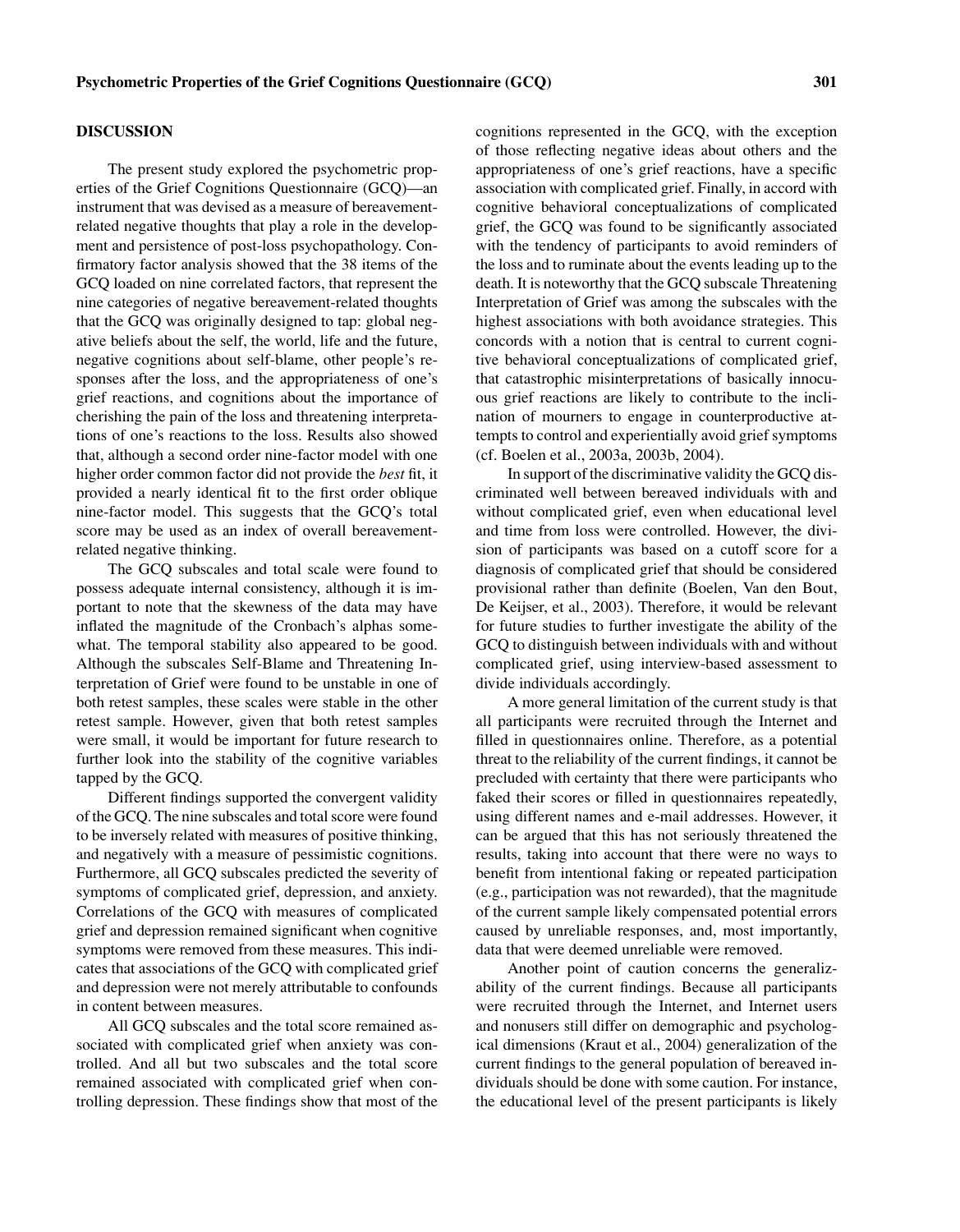## DISCUSSION

The present study explored the psychometric properties of the Grief Cognitions Questionnaire (GCQ)—an instrument that was devised as a measure of bereavement-related negative thoughts that play a role in the development and persistence of post-loss psychopathology. Confirmatory factor analysis showed that the 38 items of the GCQ loaded on nine correlated factors, that represent the nine categories of negative bereavement-related thoughts that the GCQ was originally designed to tap: global negative beliefs about the self, the world, life and the future, negative cognitions about self-blame, other people's responses after the loss, and the appropriateness of one's grief reactions, and cognitions about the importance of cherishing the pain of the loss and threatening interpretations of one's reactions to the loss. Results also showed that, although a second order nine-factor model with one higher order common factor did not provide the *best* fit, it provided a nearly identical fit to the first order oblique nine-factor model. This suggests that the GCQ's total score may be used as an index of overall bereavement-related negative thinking.

The GCQ subscales and total scale were found to possess adequate internal consistency, although it is important to note that the skewness of the data may have inflated the magnitude of the Cronbach's alphas somewhat. The temporal stability also appeared to be good. Although the subscales Self-Blame and Threatening Interpretation of Grief were found to be unstable in one of both retest samples, these scales were stable in the other retest sample. However, given that both retest samples were small, it would be important for future research to further look into the stability of the cognitive variables tapped by the GCQ.

Different findings supported the convergent validity of the GCQ. The nine subscales and total score were found to be inversely related with measures of positive thinking, and negatively with a measure of pessimistic cognitions. Furthermore, all GCQ subscales predicted the severity of symptoms of complicated grief, depression, and anxiety. Correlations of the GCQ with measures of complicated grief and depression remained significant when cognitive symptoms were removed from these measures. This indicates that associations of the GCQ with complicated grief and depression were not merely attributable to confounds in content between measures.

All GCQ subscales and the total score remained associated with complicated grief when anxiety was controlled. And all but two subscales and the total score remained associated with complicated grief when controlling depression. These findings show that most of the cognitions represented in the GCQ, with the exception of those reflecting negative ideas about others and the appropriateness of one's grief reactions, have a specific association with complicated grief. Finally, in accord with cognitive behavioral conceptualizations of complicated grief, the GCQ was found to be significantly associated with the tendency of participants to avoid reminders of the loss and to ruminate about the events leading up to the death. It is noteworthy that the GCQ subscale Threatening Interpretation of Grief was among the subscales with the highest associations with both avoidance strategies. This concords with a notion that is central to current cognitive behavioral conceptualizations of complicated grief, that catastrophic misinterpretations of basically innocuous grief reactions are likely to contribute to the inclination of mourners to engage in counterproductive attempts to control and experientially avoid grief symptoms (cf. Boelen et al., 2003a, 2003b, 2004).

In support of the discriminative validity the GCQ discriminated well between bereaved individuals with and without complicated grief, even when educational level and time from loss were controlled. However, the division of participants was based on a cutoff score for a diagnosis of complicated grief that should be considered provisional rather than definite (Boelen, Van den Bout, De Keijser, et al., 2003). Therefore, it would be relevant for future studies to further investigate the ability of the GCQ to distinguish between individuals with and without complicated grief, using interview-based assessment to divide individuals accordingly.

A more general limitation of the current study is that all participants were recruited through the Internet and filled in questionnaires online. Therefore, as a potential threat to the reliability of the current findings, it cannot be precluded with certainty that there were participants who faked their scores or filled in questionnaires repeatedly, using different names and e-mail addresses. However, it can be argued that this has not seriously threatened the results, taking into account that there were no ways to benefit from intentional faking or repeated participation (e.g., participation was not rewarded), that the magnitude of the current sample likely compensated potential errors caused by unreliable responses, and, most importantly, data that were deemed unreliable were removed.

Another point of caution concerns the generalizability of the current findings. Because all participants were recruited through the Internet, and Internet users and nonusers still differ on demographic and psychological dimensions (Kraut et al., 2004) generalization of the current findings to the general population of bereaved individuals should be done with some caution. For instance, the educational level of the present participants is likely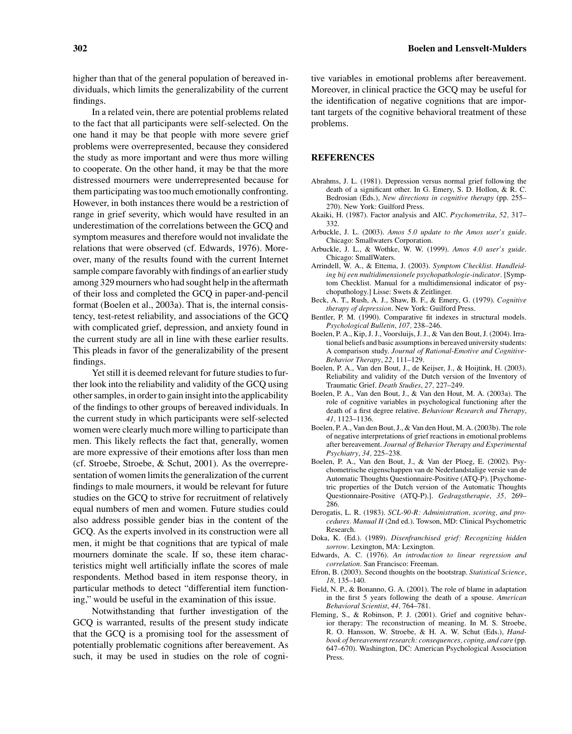higher than that of the general population of bereaved individuals, which limits the generalizability of the current findings.

In a related vein, there are potential problems related to the fact that all participants were self-selected. On the one hand it may be that people with more severe grief problems were overrepresented, because they considered the study as more important and were thus more willing to cooperate. On the other hand, it may be that the more distressed mourners were underrepresented because for them participating was too much emotionally confronting. However, in both instances there would be a restriction of range in grief severity, which would have resulted in an underestimation of the correlations between the GCQ and symptom measures and therefore would not invalidate the relations that were observed (cf. Edwards, 1976). Moreover, many of the results found with the current Internet sample compare favorably with findings of an earlier study among 329 mourners who had sought help in the aftermath of their loss and completed the GCQ in paper-and-pencil format (Boelen et al., 2003a). That is, the internal consistency, test-retest reliability, and associations of the GCQ with complicated grief, depression, and anxiety found in the current study are all in line with these earlier results. This pleads in favor of the generalizability of the present findings.

Yet still it is deemed relevant for future studies to further look into the reliability and validity of the GCQ using other samples, in order to gain insight into the applicability of the findings to other groups of bereaved individuals. In the current study in which participants were self-selected women were clearly much more willing to participate than men. This likely reflects the fact that, generally, women are more expressive of their emotions after loss than men (cf. Stroebe, Stroebe, & Schut, 2001). As the overrepresentation of women limits the generalization of the current findings to male mourners, it would be relevant for future studies on the GCQ to strive for recruitment of relatively equal numbers of men and women. Future studies could also address possible gender bias in the content of the GCQ. As the experts involved in its construction were all men, it might be that cognitions that are typical of male mourners dominate the scale. If so, these item characteristics might well artificially inflate the scores of male respondents. Method based in item response theory, in particular methods to detect "differential item functioning," would be useful in the examination of this issue.

Notwithstanding that further investigation of the GCQ is warranted, results of the present study indicate that the GCQ is a promising tool for the assessment of potentially problematic cognitions after bereavement. As such, it may be used in studies on the role of cognitive variables in emotional problems after bereavement. Moreover, in clinical practice the GCQ may be useful for the identification of negative cognitions that are important targets of the cognitive behavioral treatment of these problems.

## REFERENCES

Abrahms, J. L. (1981). Depression versus normal grief following the death of a significant other. In G. Emery, S. D. Hollon, & R. C. Bedrosian (Eds.), *New directions in cognitive therapy* (pp. 255–270). New York: Guilford Press.

Akaiki, H. (1987). Factor analysis and AIC. *Psychometrika*, *52,* 317–332.

Arbuckle, J. L. (2003). *Amos 5.0 update to the Amos user's guide*. Chicago: Smallwaters Corporation.

Arbuckle, J. L., & Wothke, W. W. (1999). *Amos 4.0 user's guide*. Chicago: SmallWaters.

Arrindell, W. A., & Ettema, J. (2003). *Symptom Checklist. Handleiding bij een multidimensionele psychopathologie-indicator*. [Symptom Checklist. Manual for a multidimensional indicator of psychopathology.] Lisse: Swets & Zeitlinger.

Beck, A. T., Rush, A. J., Shaw, B. F., & Emery, G. (1979). *Cognitive therapy of depression*. New York: Guilford Press.

Bentler, P. M. (1990). Comparative fit indexes in structural models. *Psychological Bulletin*, *107,* 238–246.

Boelen, P. A., Kip, J. J., Voorsluijs, J. J., & Van den Bout, J. (2004). Irrational beliefs and basic assumptions in bereaved university students: A comparison study. *Journal of Rational-Emotive and Cognitive-Behavior Therapy*, *22,* 111–129.

Boelen, P. A., Van den Bout, J., de Keijser, J., & Hoijtink, H. (2003). Reliability and validity of the Dutch version of the Inventory of Traumatic Grief. *Death Studies*, *27,* 227–249.

Boelen, P. A., Van den Bout, J., & Van den Hout, M. A. (2003a). The role of cognitive variables in psychological functioning after the death of a first degree relative. *Behaviour Research and Therapy*, *41,* 1123–1136.

Boelen, P. A., Van den Bout, J., & Van den Hout, M. A. (2003b). The role of negative interpretations of grief reactions in emotional problems after bereavement. *Journal of Behavior Therapy and Experimental Psychiatry*, *34,* 225–238.

Boelen, P. A., Van den Bout, J., & Van der Ploeg, E. (2002). Psychometrische eigenschappen van de Nederlandstalige versie van de Automatic Thoughts Questionnaire-Positive (ATQ-P). [Psychometric properties of the Dutch version of the Automatic Thoughts Questionnaire-Positive (ATQ-P).]. *Gedragstherapie*, *35,* 269–286.

Derogatis, L. R. (1983). *SCL-90-R: Administration, scoring, and procedures. Manual II* (2nd ed.). Towson, MD: Clinical Psychometric Research.

Doka, K. (Ed.). (1989). *Disenfranchised grief: Recognizing hidden sorrow*. Lexington, MA: Lexington.

Edwards, A. C. (1976). *An introduction to linear regression and correlation*. San Francisco: Freeman.

Efron, B. (2003). Second thoughts on the bootstrap. *Statistical Science*, *18,* 135–140.

Field, N. P., & Bonanno, G. A. (2001). The role of blame in adaptation in the first 5 years following the death of a spouse. *American Behavioral Scientist*, *44,* 764–781.

Fleming, S., & Robinson, P. J. (2001). Grief and cognitive behavior therapy: The reconstruction of meaning. In M. S. Stroebe, R. O. Hansson, W. Stroebe, & H. A. W. Schut (Eds.), *Handbook of bereavement research: consequences, coping, and care* (pp. 647–670). Washington, DC: American Psychological Association Press.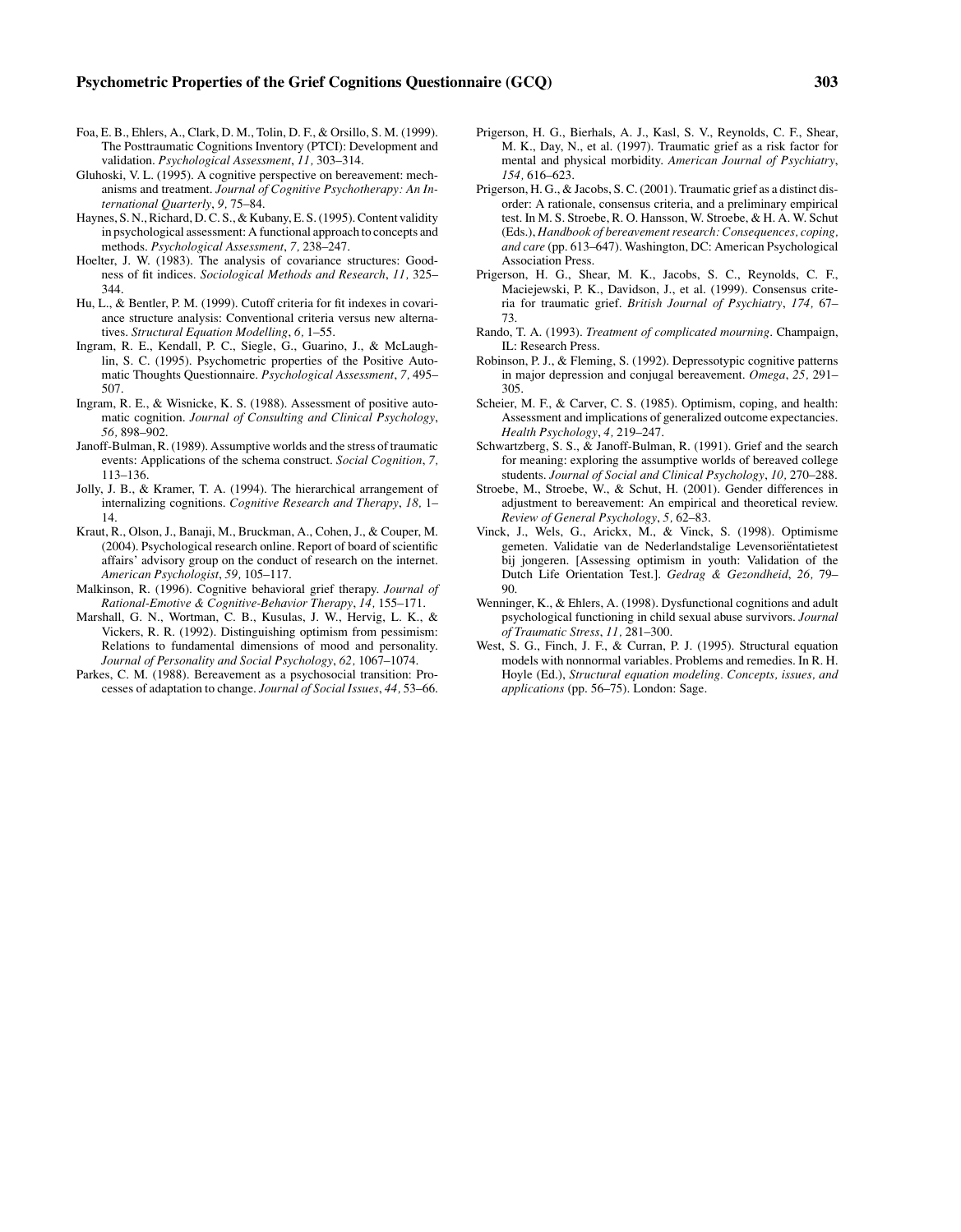Foa, E. B., Ehlers, A., Clark, D. M., Tolin, D. F., & Orsillo, S. M. (1999). The Posttraumatic Cognitions Inventory (PTCI): Development and validation. *Psychological Assessment*, *11,* 303–314.

Gluhoski, V. L. (1995). A cognitive perspective on bereavement: mechanisms and treatment. *Journal of Cognitive Psychotherapy: An International Quarterly*, *9,* 75–84.

Haynes, S. N., Richard, D. C. S., & Kubany, E. S. (1995). Content validity in psychological assessment: A functional approach to concepts and methods. *Psychological Assessment*, *7,* 238–247.

Hoelter, J. W. (1983). The analysis of covariance structures: Goodness of fit indices. *Sociological Methods and Research*, *11,* 325–344.

Hu, L., & Bentler, P. M. (1999). Cutoff criteria for fit indexes in covariance structure analysis: Conventional criteria versus new alternatives. *Structural Equation Modelling*, *6,* 1–55.

Ingram, R. E., Kendall, P. C., Siegle, G., Guarino, J., & McLaughlin, S. C. (1995). Psychometric properties of the Positive Automatic Thoughts Questionnaire. *Psychological Assessment*, *7,* 495–507.

Ingram, R. E., & Wisnicke, K. S. (1988). Assessment of positive automatic cognition. *Journal of Consulting and Clinical Psychology*, *56,* 898–902.

Janoff-Bulman, R. (1989). Assumptive worlds and the stress of traumatic events: Applications of the schema construct. *Social Cognition*, *7,* 113–136.

Jolly, J. B., & Kramer, T. A. (1994). The hierarchical arrangement of internalizing cognitions. *Cognitive Research and Therapy*, *18,* 1–14.

Kraut, R., Olson, J., Banaji, M., Bruckman, A., Cohen, J., & Couper, M. (2004). Psychological research online. Report of board of scientific affairs' advisory group on the conduct of research on the internet. *American Psychologist*, *59,* 105–117.

Malkinson, R. (1996). Cognitive behavioral grief therapy. *Journal of Rational-Emotive & Cognitive-Behavior Therapy*, *14,* 155–171.

Marshall, G. N., Wortman, C. B., Kusulas, J. W., Hervig, L. K., & Vickers, R. R. (1992). Distinguishing optimism from pessimism: Relations to fundamental dimensions of mood and personality. *Journal of Personality and Social Psychology*, *62,* 1067–1074.

Parkes, C. M. (1988). Bereavement as a psychosocial transition: Processes of adaptation to change. *Journal of Social Issues*, *44,* 53–66.

Prigerson, H. G., Bierhals, A. J., Kasl, S. V., Reynolds, C. F., Shear, M. K., Day, N., et al. (1997). Traumatic grief as a risk factor for mental and physical morbidity. *American Journal of Psychiatry*, *154,* 616–623.

Prigerson, H. G., & Jacobs, S. C. (2001). Traumatic grief as a distinct disorder: A rationale, consensus criteria, and a preliminary empirical test. In M. S. Stroebe, R. O. Hansson, W. Stroebe, & H. A. W. Schut (Eds.), *Handbook of bereavement research: Consequences, coping, and care* (pp. 613–647). Washington, DC: American Psychological Association Press.

Prigerson, H. G., Shear, M. K., Jacobs, S. C., Reynolds, C. F., Maciejewski, P. K., Davidson, J., et al. (1999). Consensus criteria for traumatic grief. *British Journal of Psychiatry*, *174,* 67–73.

Rando, T. A. (1993). *Treatment of complicated mourning*. Champaign, IL: Research Press.

Robinson, P. J., & Fleming, S. (1992). Depressotypic cognitive patterns in major depression and conjugal bereavement. *Omega*, *25,* 291–305.

Scheier, M. F., & Carver, C. S. (1985). Optimism, coping, and health: Assessment and implications of generalized outcome expectancies. *Health Psychology*, *4,* 219–247.

Schwartzberg, S. S., & Janoff-Bulman, R. (1991). Grief and the search for meaning: exploring the assumptive worlds of bereaved college students. *Journal of Social and Clinical Psychology*, *10,* 270–288.

Stroebe, M., Stroebe, W., & Schut, H. (2001). Gender differences in adjustment to bereavement: An empirical and theoretical review. *Review of General Psychology*, *5,* 62–83.

Vinck, J., Wels, G., Arickx, M., & Vinck, S. (1998). Optimisme gemeten. Validatie van de Nederlandstalige Levensoriëntatietest bij jongeren. [Assessing optimism in youth: Validation of the Dutch Life Orientation Test.]. *Gedrag & Gezondheid*, *26,* 79–90.

Wenninger, K., & Ehlers, A. (1998). Dysfunctional cognitions and adult psychological functioning in child sexual abuse survivors. *Journal of Traumatic Stress*, *11,* 281–300.

West, S. G., Finch, J. F., & Curran, P. J. (1995). Structural equation models with nonnormal variables. Problems and remedies. In R. H. Hoyle (Ed.), *Structural equation modeling. Concepts, issues, and applications* (pp. 56–75). London: Sage.